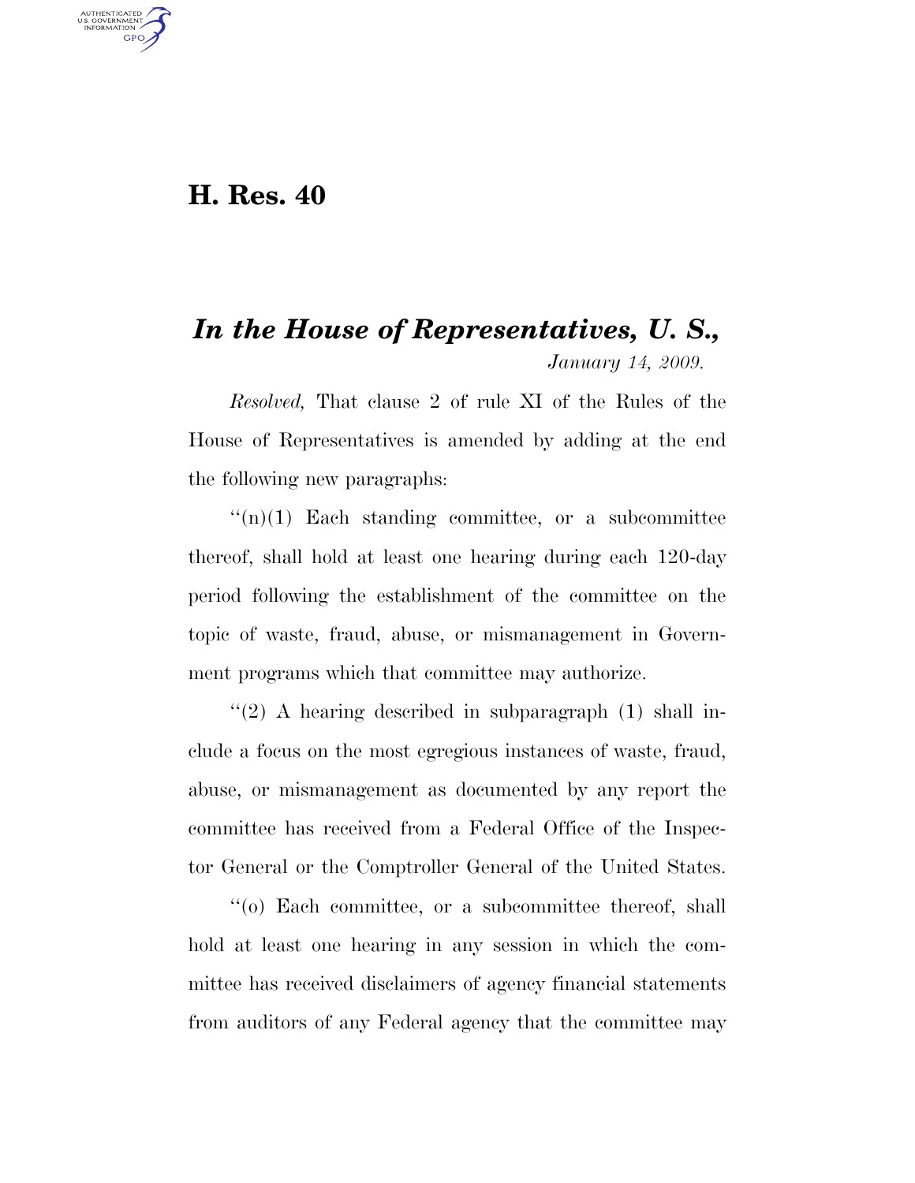# H. Res. 40

## *In the House of Representatives, U. S.,*

*January 14, 2009.*

*Resolved,* That clause 2 of rule XI of the Rules of the House of Representatives is amended by adding at the end the following new paragraphs:

"(n)(1) Each standing committee, or a subcommittee thereof, shall hold at least one hearing during each 120-day period following the establishment of the committee on the topic of waste, fraud, abuse, or mismanagement in Government programs which that committee may authorize.

"(2) A hearing described in subparagraph (1) shall include a focus on the most egregious instances of waste, fraud, abuse, or mismanagement as documented by any report the committee has received from a Federal Office of the Inspector General or the Comptroller General of the United States.

"(o) Each committee, or a subcommittee thereof, shall hold at least one hearing in any session in which the committee has received disclaimers of agency financial statements from auditors of any Federal agency that the committee may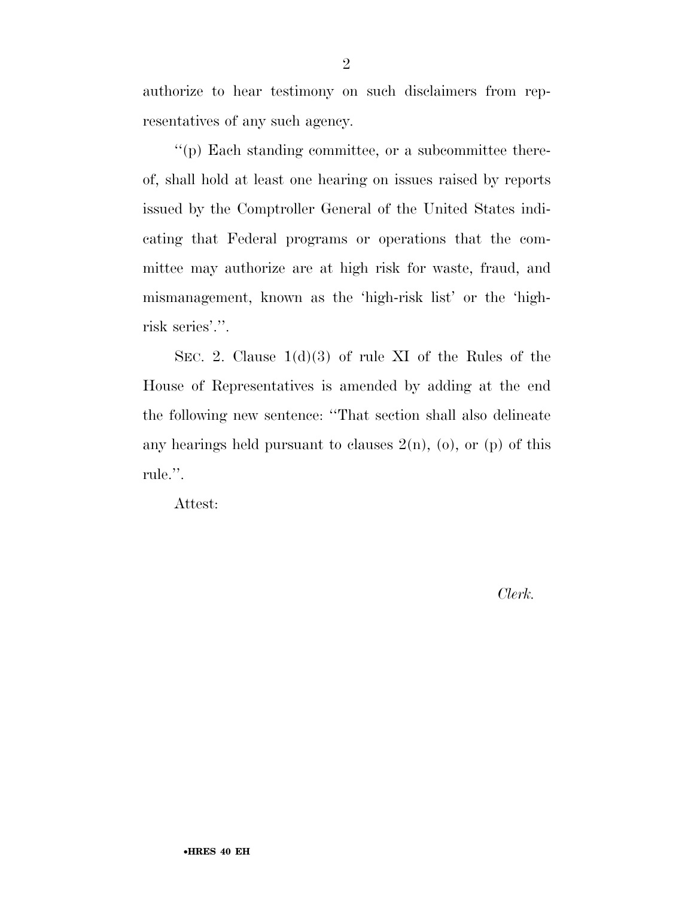authorize to hear testimony on such disclaimers from representatives of any such agency.

''(p) Each standing committee, or a subcommittee thereof, shall hold at least one hearing on issues raised by reports issued by the Comptroller General of the United States indicating that Federal programs or operations that the committee may authorize are at high risk for waste, fraud, and mismanagement, known as the 'high-risk list' or the 'high-risk series'.''.

SEC. 2. Clause 1(d)(3) of rule XI of the Rules of the House of Representatives is amended by adding at the end the following new sentence: ''That section shall also delineate any hearings held pursuant to clauses 2(n), (o), or (p) of this rule.''.

Attest:

*Clerk.*